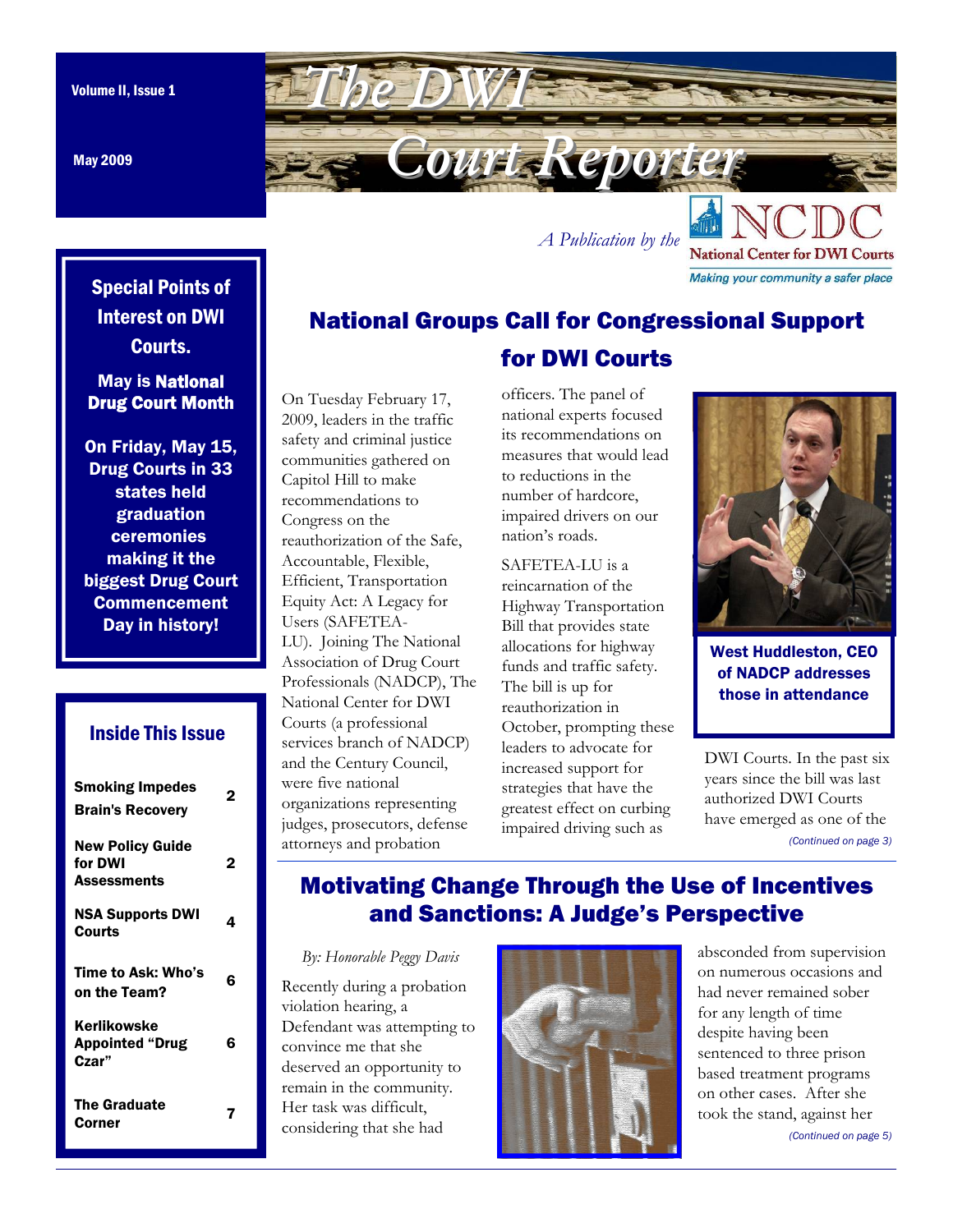Volume II, Issue 1

May 2009

# The DWI Court Reporter

*A Publication by the* National Center for DWI Courts — Making your community a safer place

**Special Points of Interest on DWI Courts.**

**May is National Drug Court Month**

**On Friday, May 15, Drug Courts in 33 states held graduation ceremonies making it the biggest Drug Court Commencement Day in history!**

**Inside This Issue**

| | |
|---|---|
| Smoking Impedes Brain's Recovery | 2 |
| New Policy Guide for DWI Assessments | 2 |
| NSA Supports DWI Courts | 4 |
| Time to Ask: Who's on the Team? | 6 |
| Kerlikowske Appointed "Drug Czar" | 6 |
| The Graduate Corner | 7 |

## National Groups Call for Congressional Support for DWI Courts

On Tuesday February 17, 2009, leaders in the traffic safety and criminal justice communities gathered on Capitol Hill to make recommendations to Congress on the reauthorization of the Safe, Accountable, Flexible, Efficient, Transportation Equity Act: A Legacy for Users (SAFETEA-LU). Joining The National Association of Drug Court Professionals (NADCP), The National Center for DWI Courts (a professional services branch of NADCP) and the Century Council, were five national organizations representing judges, prosecutors, defense attorneys and probation officers. The panel of national experts focused its recommendations on measures that would lead to reductions in the number of hardcore, impaired drivers on our nation's roads.

SAFETEA-LU is a reincarnation of the Highway Transportation Bill that provides state allocations for highway funds and traffic safety. The bill is up for reauthorization in October, prompting these leaders to advocate for increased support for strategies that have the greatest effect on curbing impaired driving such as DWI Courts. In the past six years since the bill was last authorized DWI Courts have emerged as one of the

*(Continued on page 3)*

**West Huddleston, CEO of NADCP addresses those in attendance**

## Motivating Change Through the Use of Incentives and Sanctions: A Judge's Perspective

*By: Honorable Peggy Davis*

Recently during a probation violation hearing, a Defendant was attempting to convince me that she deserved an opportunity to remain in the community. Her task was difficult, considering that she had absconded from supervision on numerous occasions and had never remained sober for any length of time despite having been sentenced to three prison based treatment programs on other cases. After she took the stand, against her

*(Continued on page 5)*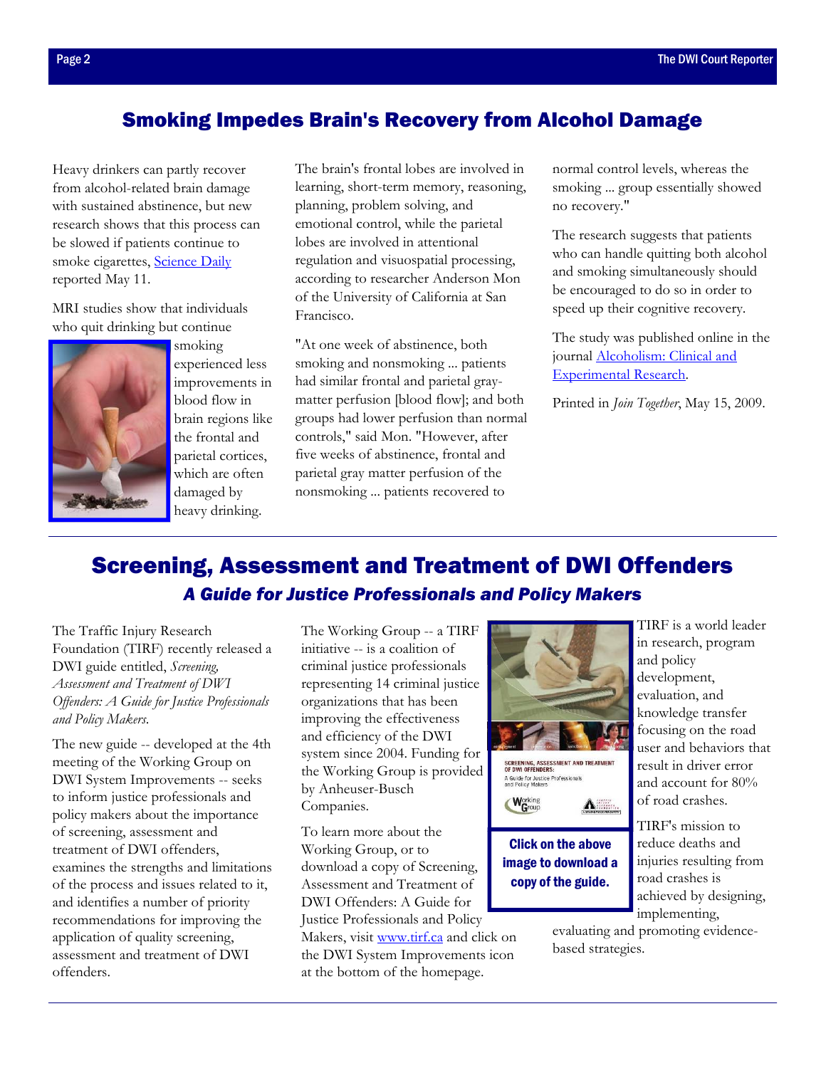## Smoking Impedes Brain's Recovery from Alcohol Damage

Heavy drinkers can partly recover from alcohol-related brain damage with sustained abstinence, but new research shows that this process can be slowed if patients continue to smoke cigarettes, Science Daily reported May 11.

MRI studies show that individuals who quit drinking but continue smoking experienced less improvements in blood flow in brain regions like the frontal and parietal cortices, which are often damaged by heavy drinking.

The brain's frontal lobes are involved in learning, short-term memory, reasoning, planning, problem solving, and emotional control, while the parietal lobes are involved in attentional regulation and visuospatial processing, according to researcher Anderson Mon of the University of California at San Francisco.

"At one week of abstinence, both smoking and nonsmoking ... patients had similar frontal and parietal gray-matter perfusion [blood flow]; and both groups had lower perfusion than normal controls," said Mon. "However, after five weeks of abstinence, frontal and parietal gray matter perfusion of the nonsmoking ... patients recovered to normal control levels, whereas the smoking ... group essentially showed no recovery."

The research suggests that patients who can handle quitting both alcohol and smoking simultaneously should be encouraged to do so in order to speed up their cognitive recovery.

The study was published online in the journal Alcoholism: Clinical and Experimental Research.

Printed in *Join Together*, May 15, 2009.

## Screening, Assessment and Treatment of DWI Offenders

### *A Guide for Justice Professionals and Policy Makers*

The Traffic Injury Research Foundation (TIRF) recently released a DWI guide entitled, *Screening, Assessment and Treatment of DWI Offenders: A Guide for Justice Professionals and Policy Makers*.

The new guide -- developed at the 4th meeting of the Working Group on DWI System Improvements -- seeks to inform justice professionals and policy makers about the importance of screening, assessment and treatment of DWI offenders, examines the strengths and limitations of the process and issues related to it, and identifies a number of priority recommendations for improving the application of quality screening, assessment and treatment of DWI offenders.

The Working Group -- a TIRF initiative -- is a coalition of criminal justice professionals representing 14 criminal justice organizations that has been improving the effectiveness and efficiency of the DWI system since 2004. Funding for the Working Group is provided by Anheuser-Busch Companies.

To learn more about the Working Group, or to download a copy of Screening, Assessment and Treatment of DWI Offenders: A Guide for Justice Professionals and Policy Makers, visit www.tirf.ca and click on the DWI System Improvements icon at the bottom of the homepage.

**Click on the above image to download a copy of the guide.**

TIRF is a world leader in research, program and policy development, evaluation, and knowledge transfer focusing on the road user and behaviors that result in driver error and account for 80% of road crashes.

TIRF's mission to reduce deaths and injuries resulting from road crashes is achieved by designing, implementing, evaluating and promoting evidence-based strategies.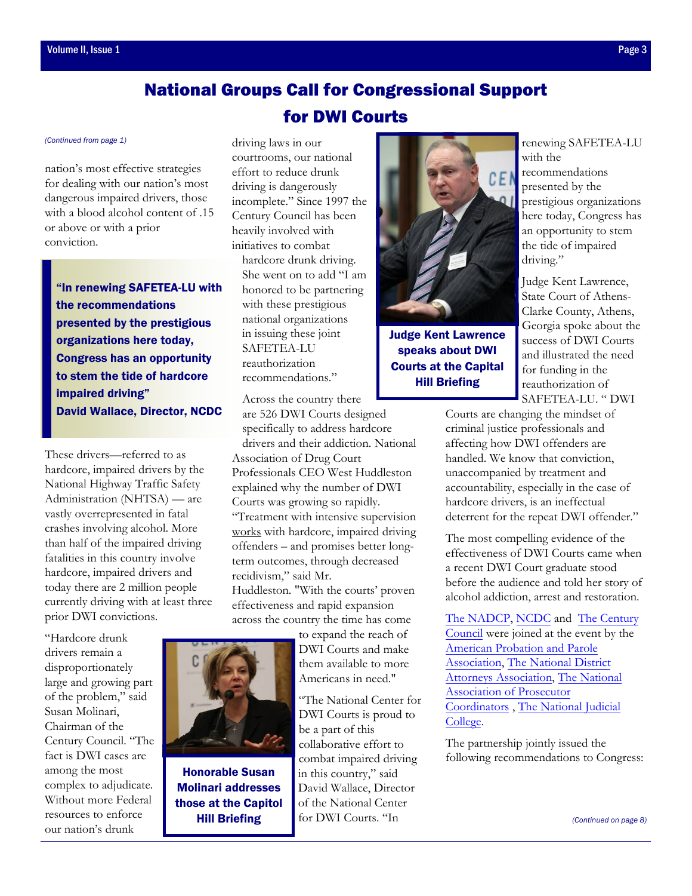# National Groups Call for Congressional Support for DWI Courts

*(Continued from page 1)*

nation's most effective strategies for dealing with our nation's most dangerous impaired drivers, those with a blood alcohol content of .15 or above or with a prior conviction.

> **"In renewing SAFETEA-LU with the recommendations presented by the prestigious organizations here today, Congress has an opportunity to stem the tide of hardcore impaired driving"**
> **David Wallace, Director, NCDC**

These drivers—referred to as hardcore, impaired drivers by the National Highway Traffic Safety Administration (NHTSA) — are vastly overrepresented in fatal crashes involving alcohol. More than half of the impaired driving fatalities in this country involve hardcore, impaired drivers and today there are 2 million people currently driving with at least three prior DWI convictions.

"Hardcore drunk drivers remain a disproportionately large and growing part of the problem," said Susan Molinari, Chairman of the Century Council. "The fact is DWI cases are among the most complex to adjudicate. Without more Federal resources to enforce our nation's drunk driving laws in our courtrooms, our national effort to reduce drunk driving is dangerously incomplete." Since 1997 the Century Council has been heavily involved with initiatives to combat hardcore drunk driving. She went on to add "I am honored to be partnering with these prestigious national organizations in issuing these joint SAFETEA-LU reauthorization recommendations."

**Honorable Susan Molinari addresses those at the Capitol Hill Briefing**

Across the country there are 526 DWI Courts designed specifically to address hardcore drivers and their addiction. National Association of Drug Court Professionals CEO West Huddleston explained why the number of DWI Courts was growing so rapidly. "Treatment with intensive supervision works with hardcore, impaired driving offenders – and promises better long-term outcomes, through decreased recidivism," said Mr. Huddleston. "With the courts' proven effectiveness and rapid expansion across the country the time has come to expand the reach of DWI Courts and make them available to more Americans in need."

"The National Center for DWI Courts is proud to be a part of this collaborative effort to combat impaired driving in this country," said David Wallace, Director of the National Center for DWI Courts. "In renewing SAFETEA-LU with the recommendations presented by the prestigious organizations here today, Congress has an opportunity to stem the tide of impaired driving."

**Judge Kent Lawrence speaks about DWI Courts at the Capital Hill Briefing**

Judge Kent Lawrence, State Court of Athens-Clarke County, Athens, Georgia spoke about the success of DWI Courts and illustrated the need for funding in the reauthorization of SAFETEA-LU. " DWI Courts are changing the mindset of criminal justice professionals and affecting how DWI offenders are handled. We know that conviction, unaccompanied by treatment and accountability, especially in the case of hardcore drivers, is an ineffectual deterrent for the repeat DWI offender."

The most compelling evidence of the effectiveness of DWI Courts came when a recent DWI Court graduate stood before the audience and told her story of alcohol addiction, arrest and restoration.

The NADCP, NCDC and The Century Council were joined at the event by the American Probation and Parole Association, The National District Attorneys Association, The National Association of Prosecutor Coordinators , The National Judicial College.

The partnership jointly issued the following recommendations to Congress:

*(Continued on page 8)*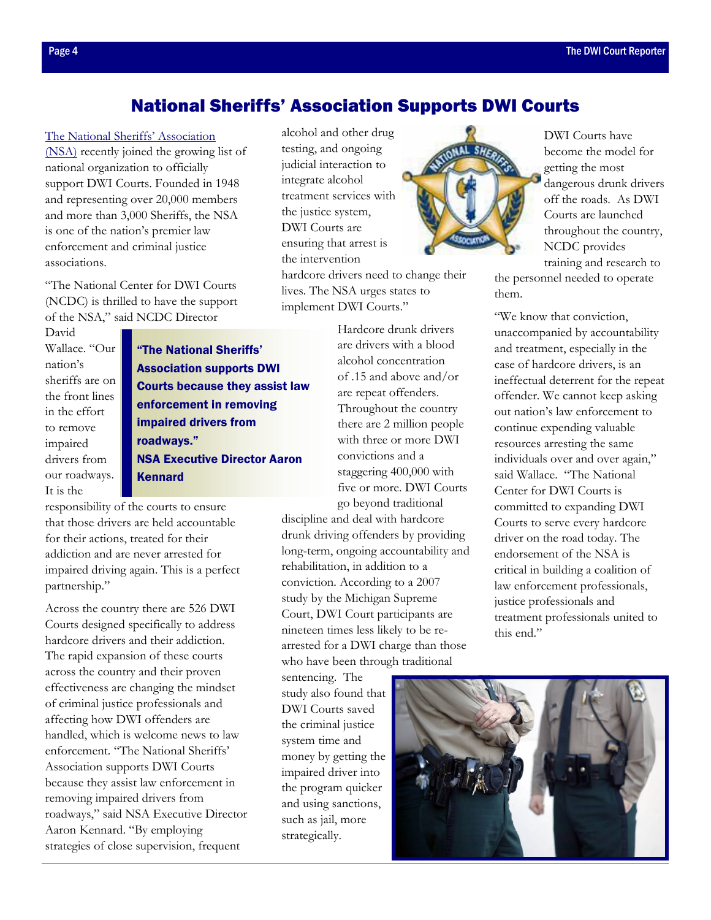# National Sheriffs' Association Supports DWI Courts

The National Sheriffs' Association (NSA) recently joined the growing list of national organization to officially support DWI Courts. Founded in 1948 and representing over 20,000 members and more than 3,000 Sheriffs, the NSA is one of the nation's premier law enforcement and criminal justice associations.

"The National Center for DWI Courts (NCDC) is thrilled to have the support of the NSA," said NCDC Director David Wallace. "Our nation's sheriffs are on the front lines in the effort to remove impaired drivers from our roadways. It is the responsibility of the courts to ensure that those drivers are held accountable for their actions, treated for their addiction and are never arrested for impaired driving again. This is a perfect partnership."

> **"The National Sheriffs' Association supports DWI Courts because they assist law enforcement in removing impaired drivers from roadways."**
> **NSA Executive Director Aaron Kennard**

Across the country there are 526 DWI Courts designed specifically to address hardcore drivers and their addiction. The rapid expansion of these courts across the country and their proven effectiveness are changing the mindset of criminal justice professionals and affecting how DWI offenders are handled, which is welcome news to law enforcement. "The National Sheriffs' Association supports DWI Courts because they assist law enforcement in removing impaired drivers from roadways," said NSA Executive Director Aaron Kennard. "By employing strategies of close supervision, frequent alcohol and other drug testing, and ongoing judicial interaction to integrate alcohol treatment services with the justice system, DWI Courts are ensuring that arrest is the intervention hardcore drivers need to change their lives. The NSA urges states to implement DWI Courts."

Hardcore drunk drivers are drivers with a blood alcohol concentration of .15 and above and/or are repeat offenders. Throughout the country there are 2 million people with three or more DWI convictions and a staggering 400,000 with five or more. DWI Courts go beyond traditional discipline and deal with hardcore drunk driving offenders by providing long-term, ongoing accountability and rehabilitation, in addition to a conviction. According to a 2007 study by the Michigan Supreme Court, DWI Court participants are nineteen times less likely to be re-arrested for a DWI charge than those who have been through traditional sentencing. The study also found that DWI Courts saved the criminal justice system time and money by getting the impaired driver into the program quicker and using sanctions, such as jail, more strategically.

DWI Courts have become the model for getting the most dangerous drunk drivers off the roads. As DWI Courts are launched throughout the country, NCDC provides training and research to the personnel needed to operate them.

"We know that conviction, unaccompanied by accountability and treatment, especially in the case of hardcore drivers, is an ineffectual deterrent for the repeat offender. We cannot keep asking out nation's law enforcement to continue expending valuable resources arresting the same individuals over and over again," said Wallace. "The National Center for DWI Courts is committed to expanding DWI Courts to serve every hardcore driver on the road today. The endorsement of the NSA is critical in building a coalition of law enforcement professionals, justice professionals and treatment professionals united to this end."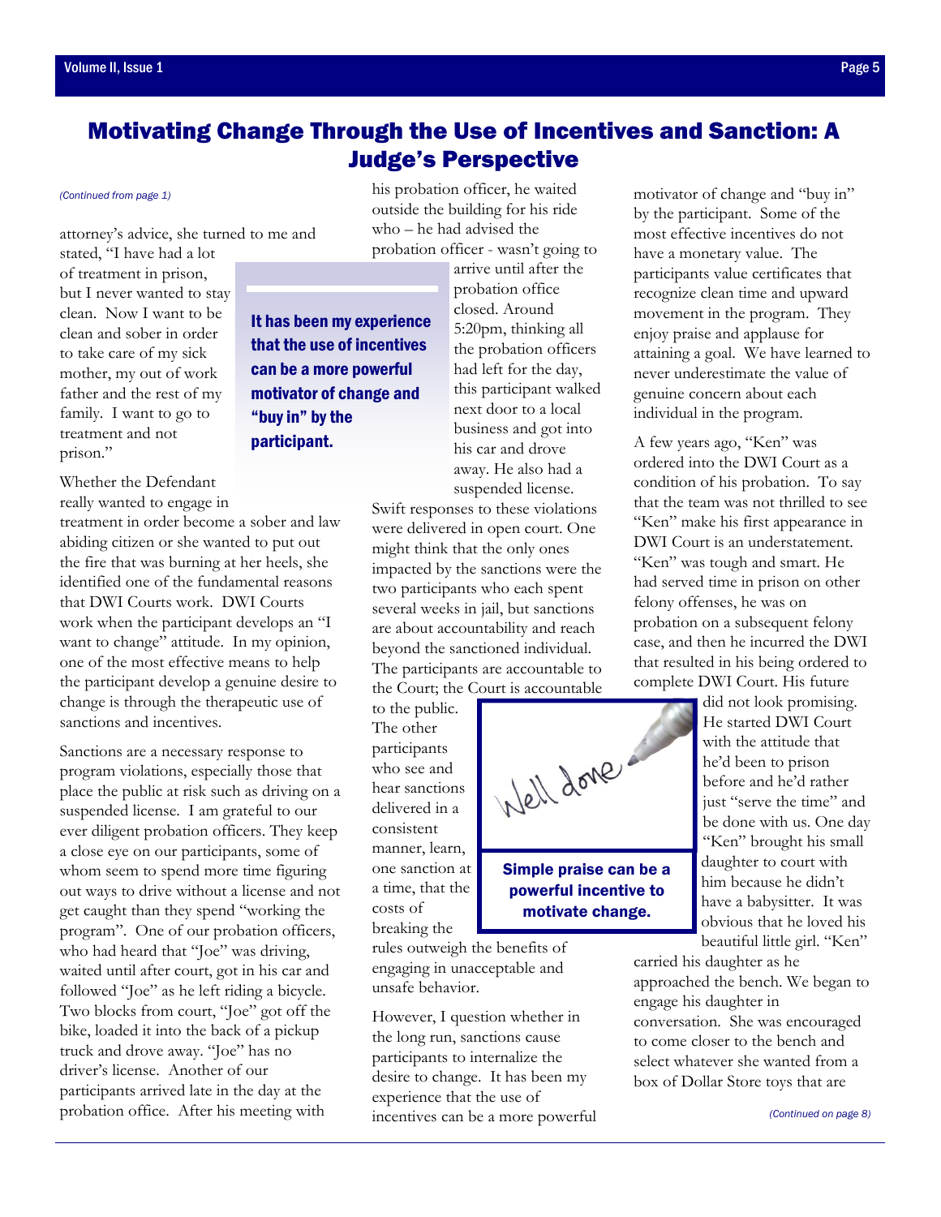# Motivating Change Through the Use of Incentives and Sanction: A Judge's Perspective

*(Continued from page 1)*

attorney's advice, she turned to me and stated, "I have had a lot of treatment in prison, but I never wanted to stay clean. Now I want to be clean and sober in order to take care of my sick mother, my out of work father and the rest of my family. I want to go to treatment and not prison."

Whether the Defendant really wanted to engage in treatment in order become a sober and law abiding citizen or she wanted to put out the fire that was burning at her heels, she identified one of the fundamental reasons that DWI Courts work. DWI Courts work when the participant develops an "I want to change" attitude. In my opinion, one of the most effective means to help the participant develop a genuine desire to change is through the therapeutic use of sanctions and incentives.

Sanctions are a necessary response to program violations, especially those that place the public at risk such as driving on a suspended license. I am grateful to our ever diligent probation officers. They keep a close eye on our participants, some of whom seem to spend more time figuring out ways to drive without a license and not get caught than they spend "working the program". One of our probation officers, who had heard that "Joe" was driving, waited until after court, got in his car and followed "Joe" as he left riding a bicycle. Two blocks from court, "Joe" got off the bike, loaded it into the back of a pickup truck and drove away. "Joe" has no driver's license. Another of our participants arrived late in the day at the probation office. After his meeting with his probation officer, he waited outside the building for his ride who – he had advised the probation officer - wasn't going to arrive until after the probation office closed. Around 5:20pm, thinking all the probation officers had left for the day, this participant walked next door to a local business and got into his car and drove away. He also had a suspended license.

**It has been my experience that the use of incentives can be a more powerful motivator of change and "buy in" by the participant.**

Swift responses to these violations were delivered in open court. One might think that the only ones impacted by the sanctions were the two participants who each spent several weeks in jail, but sanctions are about accountability and reach beyond the sanctioned individual. The participants are accountable to the Court; the Court is accountable to the public. The other participants who see and hear sanctions delivered in a consistent manner, learn, one sanction at a time, that the costs of breaking the rules outweigh the benefits of engaging in unacceptable and unsafe behavior.

However, I question whether in the long run, sanctions cause participants to internalize the desire to change. It has been my experience that the use of incentives can be a more powerful motivator of change and "buy in" by the participant. Some of the most effective incentives do not have a monetary value. The participants value certificates that recognize clean time and upward movement in the program. They enjoy praise and applause for attaining a goal. We have learned to never underestimate the value of genuine concern about each individual in the program.

Simple praise can be a powerful incentive to motivate change.

A few years ago, "Ken" was ordered into the DWI Court as a condition of his probation. To say that the team was not thrilled to see "Ken" make his first appearance in DWI Court is an understatement. "Ken" was tough and smart. He had served time in prison on other felony offenses, he was on probation on a subsequent felony case, and then he incurred the DWI that resulted in his being ordered to complete DWI Court. His future did not look promising. He started DWI Court with the attitude that he'd been to prison before and he'd rather just "serve the time" and be done with us. One day "Ken" brought his small daughter to court with him because he didn't have a babysitter. It was obvious that he loved his beautiful little girl. "Ken" carried his daughter as he approached the bench. We began to engage his daughter in conversation. She was encouraged to come closer to the bench and select whatever she wanted from a box of Dollar Store toys that are

*(Continued on page 8)*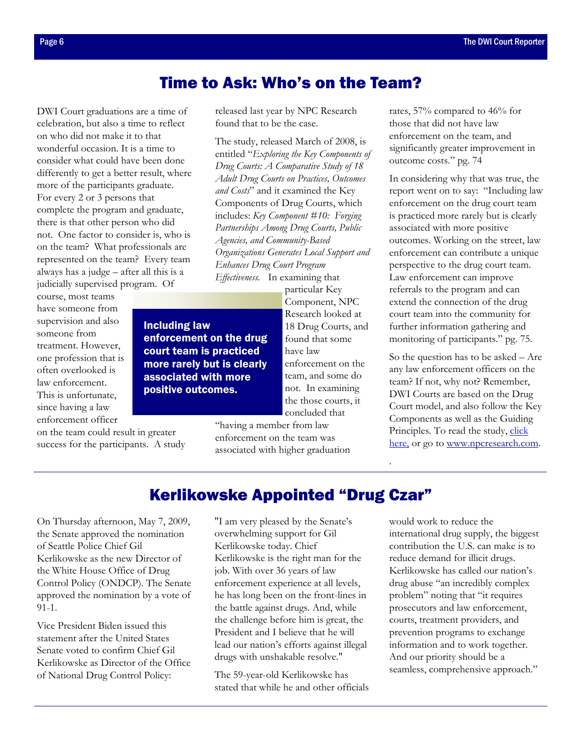## Time to Ask: Who's on the Team?

DWI Court graduations are a time of celebration, but also a time to reflect on who did not make it to that wonderful occasion. It is a time to consider what could have been done differently to get a better result, where more of the participants graduate. For every 2 or 3 persons that complete the program and graduate, there is that other person who did not. One factor to consider is, who is on the team? What professionals are represented on the team? Every team always has a judge – after all this is a judicially supervised program. Of course, most teams have someone from supervision and also someone from treatment. However, one profession that is often overlooked is law enforcement. This is unfortunate, since having a law enforcement officer on the team could result in greater success for the participants. A study released last year by NPC Research found that to be the case.

**Including law enforcement on the drug court team is practiced more rarely but is clearly associated with more positive outcomes.**

The study, released March of 2008, is entitled "*Exploring the Key Components of Drug Courts: A Comparative Study of 18 Adult Drug Courts on Practices, Outcomes and Costs*" and it examined the Key Components of Drug Courts, which includes: *Key Component #10: Forging Partnerships Among Drug Courts, Public Agencies, and Community-Based Organizations Generates Local Support and Enhances Drug Court Program Effectiveness.* In examining that particular Key Component, NPC Research looked at 18 Drug Courts, and found that some have law enforcement on the team, and some do not. In examining the those courts, it concluded that "having a member from law enforcement on the team was associated with higher graduation rates, 57% compared to 46% for those that did not have law enforcement on the team, and significantly greater improvement in outcome costs." pg. 74

In considering why that was true, the report went on to say: "Including law enforcement on the drug court team is practiced more rarely but is clearly associated with more positive outcomes. Working on the street, law enforcement can contribute a unique perspective to the drug court team. Law enforcement can improve referrals to the program and can extend the connection of the drug court team into the community for further information gathering and monitoring of participants." pg. 75.

So the question has to be asked – Are any law enforcement officers on the team? If not, why not? Remember, DWI Courts are based on the Drug Court model, and also follow the Key Components as well as the Guiding Principles. To read the study, click here, or go to www.npcresearch.com.

## Kerlikowske Appointed "Drug Czar"

On Thursday afternoon, May 7, 2009, the Senate approved the nomination of Seattle Police Chief Gil Kerlikowske as the new Director of the White House Office of Drug Control Policy (ONDCP). The Senate approved the nomination by a vote of 91-1.

Vice President Biden issued this statement after the United States Senate voted to confirm Chief Gil Kerlikowske as Director of the Office of National Drug Control Policy:

"I am very pleased by the Senate's overwhelming support for Gil Kerlikowske today. Chief Kerlikowske is the right man for the job. With over 36 years of law enforcement experience at all levels, he has long been on the front-lines in the battle against drugs. And, while the challenge before him is great, the President and I believe that he will lead our nation's efforts against illegal drugs with unshakable resolve."

The 59-year-old Kerlikowske has stated that while he and other officials would work to reduce the international drug supply, the biggest contribution the U.S. can make is to reduce demand for illicit drugs. Kerlikowske has called our nation's drug abuse "an incredibly complex problem" noting that "it requires prosecutors and law enforcement, courts, treatment providers, and prevention programs to exchange information and to work together. And our priority should be a seamless, comprehensive approach."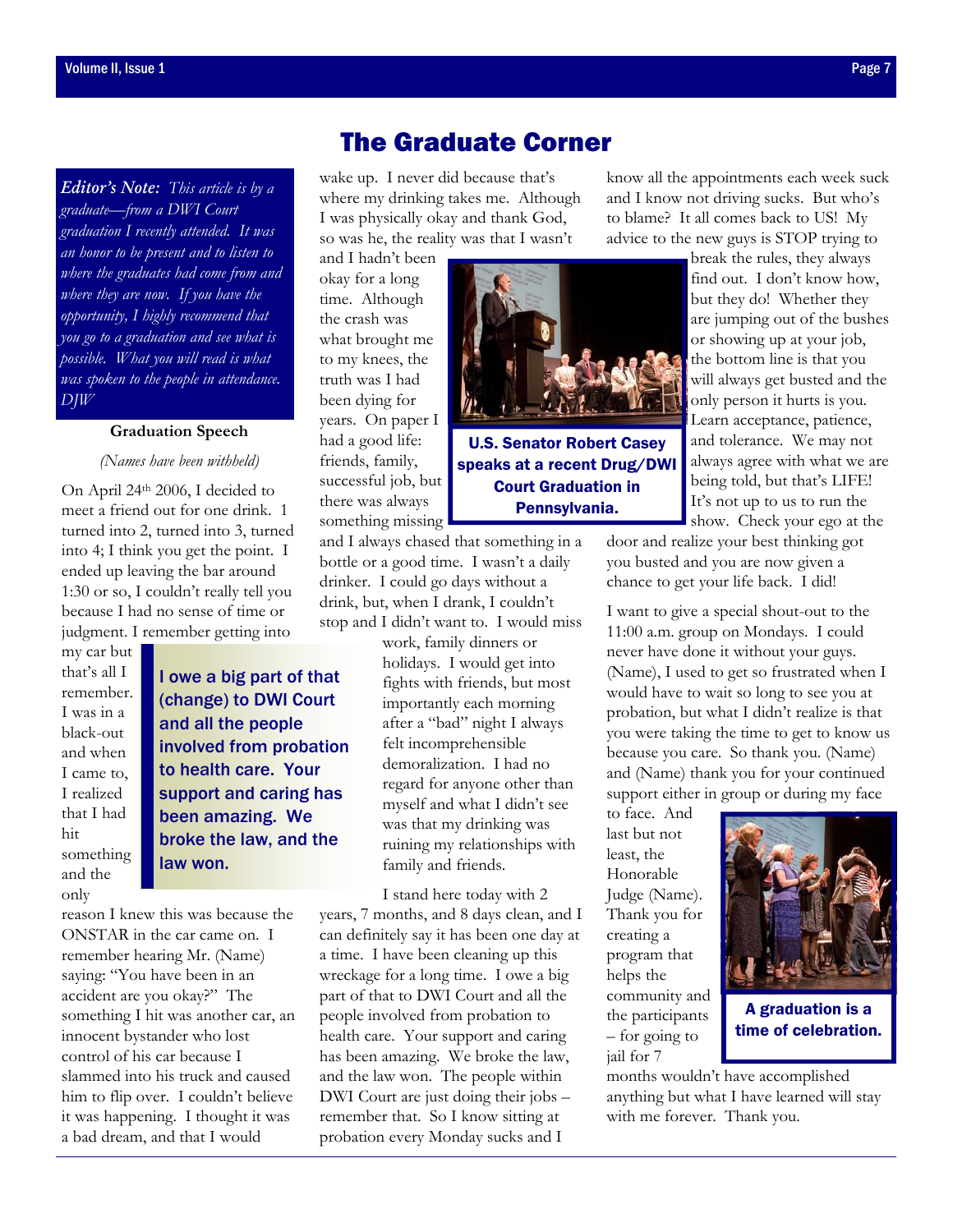# The Graduate Corner

*Editor's Note: This article is by a graduate—from a DWI Court graduation I recently attended. It was an honor to be present and to listen to where the graduates had come from and where they are now. If you have the opportunity, I highly recommend that you go to a graduation and see what is possible. What you will read is what was spoken to the people in attendance. DJW*

**Graduation Speech**

*(Names have been withheld)*

On April 24th 2006, I decided to meet a friend out for one drink. 1 turned into 2, turned into 3, turned into 4; I think you get the point. I ended up leaving the bar around 1:30 or so, I couldn't really tell you because I had no sense of time or judgment. I remember getting into my car but that's all I remember. I was in a black-out and when I came to, I realized that I had hit something and the only reason I knew this was because the ONSTAR in the car came on. I remember hearing Mr. (Name) saying: "You have been in an accident are you okay?" The something I hit was another car, an innocent bystander who lost control of his car because I slammed into his truck and caused him to flip over. I couldn't believe it was happening. I thought it was a bad dream, and that I would wake up. I never did because that's where my drinking takes me. Although I was physically okay and thank God, so was he, the reality was that I wasn't and I hadn't been okay for a long time. Although the crash was what brought me to my knees, the truth was I had been dying for years. On paper I had a good life: friends, family, successful job, but there was always something missing and I always chased that something in a bottle or a good time. I wasn't a daily drinker. I could go days without a drink, but, when I drank, I couldn't stop and I didn't want to. I would miss work, family dinners or holidays. I would get into fights with friends, but most importantly each morning after a "bad" night I always felt incomprehensible demoralization. I had no regard for anyone other than myself and what I didn't see was that my drinking was ruining my relationships with family and friends.

> **I owe a big part of that (change) to DWI Court and all the people involved from probation to health care. Your support and caring has been amazing. We broke the law, and the law won.**

I stand here today with 2 years, 7 months, and 8 days clean, and I can definitely say it has been one day at a time. I have been cleaning up this wreckage for a long time. I owe a big part of that to DWI Court and all the people involved from probation to health care. Your support and caring has been amazing. We broke the law, and the law won. The people within DWI Court are just doing their jobs – remember that. So I know sitting at probation every Monday sucks and I know all the appointments each week suck and I know not driving sucks. But who's to blame? It all comes back to US! My advice to the new guys is STOP trying to break the rules, they always find out. I don't know how, but they do! Whether they are jumping out of the bushes or showing up at your job, the bottom line is that you will always get busted and the only person it hurts is you. Learn acceptance, patience, and tolerance. We may not always agree with what we are being told, but that's LIFE! It's not up to us to run the show. Check your ego at the door and realize your best thinking got you busted and you are now given a chance to get your life back. I did!

**U.S. Senator Robert Casey speaks at a recent Drug/DWI Court Graduation in Pennsylvania.**

I want to give a special shout-out to the 11:00 a.m. group on Mondays. I could never have done it without your guys. (Name), I used to get so frustrated when I would have to wait so long to see you at probation, but what I didn't realize is that you were taking the time to get to know us because you care. So thank you. (Name) and (Name) thank you for your continued support either in group or during my face to face. And last but not least, the Honorable Judge (Name). Thank you for creating a program that helps the community and the participants – for going to jail for 7 months wouldn't have accomplished anything but what I have learned will stay with me forever. Thank you.

**A graduation is a time of celebration.**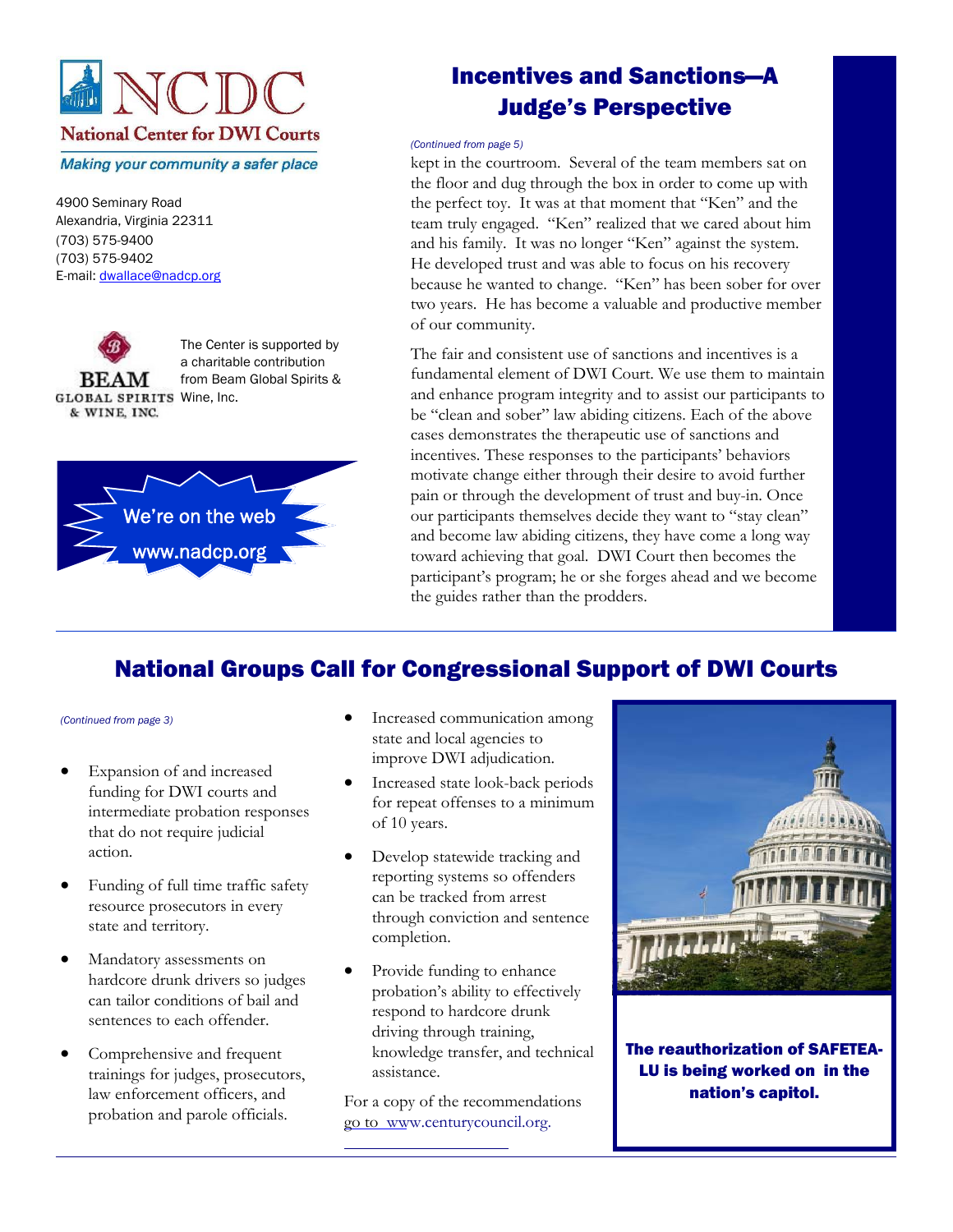# NCDC

**National Center for DWI Courts**

*Making your community a safer place*

4900 Seminary Road
Alexandria, Virginia 22311
(703) 575-9400
(703) 575-9402
E-mail: dwallace@nadcp.org

BEAM GLOBAL SPIRITS & WINE, INC.

The Center is supported by a charitable contribution from Beam Global Spirits & Wine, Inc.

We're on the web
www.nadcp.org

## Incentives and Sanctions—A Judge's Perspective

*(Continued from page 5)*

kept in the courtroom. Several of the team members sat on the floor and dug through the box in order to come up with the perfect toy. It was at that moment that "Ken" and the team truly engaged. "Ken" realized that we cared about him and his family. It was no longer "Ken" against the system. He developed trust and was able to focus on his recovery because he wanted to change. "Ken" has been sober for over two years. He has become a valuable and productive member of our community.

The fair and consistent use of sanctions and incentives is a fundamental element of DWI Court. We use them to maintain and enhance program integrity and to assist our participants to be "clean and sober" law abiding citizens. Each of the above cases demonstrates the therapeutic use of sanctions and incentives. These responses to the participants' behaviors motivate change either through their desire to avoid further pain or through the development of trust and buy-in. Once our participants themselves decide they want to "stay clean" and become law abiding citizens, they have come a long way toward achieving that goal. DWI Court then becomes the participant's program; he or she forges ahead and we become the guides rather than the prodders.

## National Groups Call for Congressional Support of DWI Courts

*(Continued from page 3)*

- Expansion of and increased funding for DWI courts and intermediate probation responses that do not require judicial action.
- Funding of full time traffic safety resource prosecutors in every state and territory.
- Mandatory assessments on hardcore drunk drivers so judges can tailor conditions of bail and sentences to each offender.
- Comprehensive and frequent trainings for judges, prosecutors, law enforcement officers, and probation and parole officials.
- Increased communication among state and local agencies to improve DWI adjudication.
- Increased state look-back periods for repeat offenses to a minimum of 10 years.
- Develop statewide tracking and reporting systems so offenders can be tracked from arrest through conviction and sentence completion.
- Provide funding to enhance probation's ability to effectively respond to hardcore drunk driving through training, knowledge transfer, and technical assistance.

For a copy of the recommendations go to www.centurycouncil.org.

**The reauthorization of SAFETEA-LU is being worked on in the nation's capitol.**